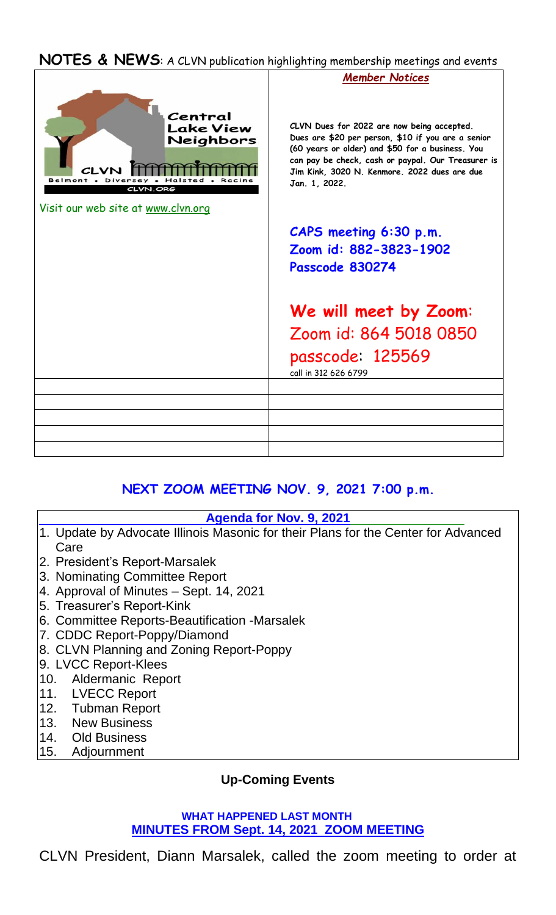**NOTES & NEWS**: A CLVN publication highlighting membership meetings and events

Central Lake View Neighbors

CLVN

Belmont • Diversey • Halsted • Racine

CLVN.ORG

Visit our web site at www.clvn.org

***Member Notices***

**CLVN Dues for 2022 are now being accepted. Dues are $20 per person, $10 if you are a senior (60 years or older) and $50 for a business. You can pay be check, cash or paypal. Our Treasurer is Jim Kink, 3020 N. Kenmore. 2022 dues are due Jan. 1, 2022.**

**CAPS meeting 6:30 p.m.**
**Zoom id: 882-3823-1902**
**Passcode 830274**

**We will meet by Zoom**:
Zoom id: 864 5018 0850
passcode: 125569
call in 312 626 6799

## NEXT ZOOM MEETING NOV. 9, 2021 7:00 p.m.

**Agenda for Nov. 9, 2021**

1. Update by Advocate Illinois Masonic for their Plans for the Center for Advanced Care
2. President's Report-Marsalek
3. Nominating Committee Report
4. Approval of Minutes – Sept. 14, 2021
5. Treasurer's Report-Kink
6. Committee Reports-Beautification -Marsalek
7. CDDC Report-Poppy/Diamond
8. CLVN Planning and Zoning Report-Poppy
9. LVCC Report-Klees
10. Aldermanic Report
11. LVECC Report
12. Tubman Report
13. New Business
14. Old Business
15. Adjournment

**Up-Coming Events**

**WHAT HAPPENED LAST MONTH**
**MINUTES FROM Sept. 14, 2021 ZOOM MEETING**

CLVN President, Diann Marsalek, called the zoom meeting to order at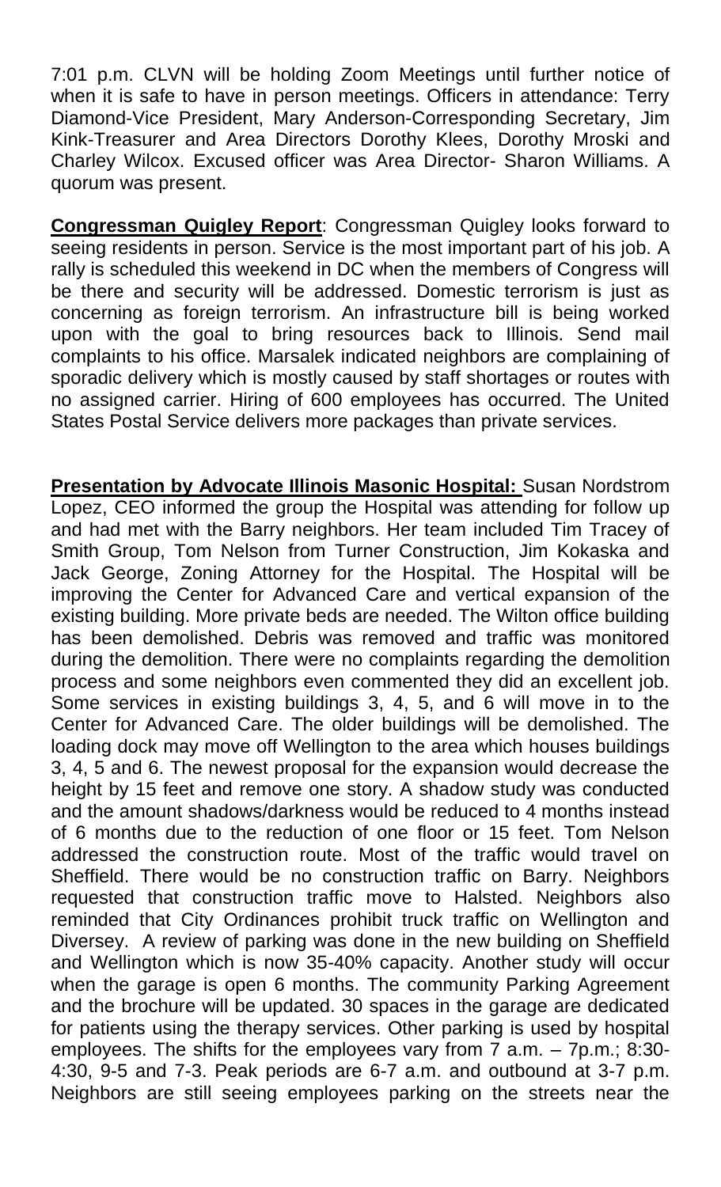7:01 p.m. CLVN will be holding Zoom Meetings until further notice of when it is safe to have in person meetings. Officers in attendance: Terry Diamond-Vice President, Mary Anderson-Corresponding Secretary, Jim Kink-Treasurer and Area Directors Dorothy Klees, Dorothy Mroski and Charley Wilcox. Excused officer was Area Director- Sharon Williams. A quorum was present.

**Congressman Quigley Report**: Congressman Quigley looks forward to seeing residents in person. Service is the most important part of his job. A rally is scheduled this weekend in DC when the members of Congress will be there and security will be addressed. Domestic terrorism is just as concerning as foreign terrorism. An infrastructure bill is being worked upon with the goal to bring resources back to Illinois. Send mail complaints to his office. Marsalek indicated neighbors are complaining of sporadic delivery which is mostly caused by staff shortages or routes with no assigned carrier. Hiring of 600 employees has occurred. The United States Postal Service delivers more packages than private services.

**Presentation by Advocate Illinois Masonic Hospital:** Susan Nordstrom Lopez, CEO informed the group the Hospital was attending for follow up and had met with the Barry neighbors. Her team included Tim Tracey of Smith Group, Tom Nelson from Turner Construction, Jim Kokaska and Jack George, Zoning Attorney for the Hospital. The Hospital will be improving the Center for Advanced Care and vertical expansion of the existing building. More private beds are needed. The Wilton office building has been demolished. Debris was removed and traffic was monitored during the demolition. There were no complaints regarding the demolition process and some neighbors even commented they did an excellent job. Some services in existing buildings 3, 4, 5, and 6 will move in to the Center for Advanced Care. The older buildings will be demolished. The loading dock may move off Wellington to the area which houses buildings 3, 4, 5 and 6. The newest proposal for the expansion would decrease the height by 15 feet and remove one story. A shadow study was conducted and the amount shadows/darkness would be reduced to 4 months instead of 6 months due to the reduction of one floor or 15 feet. Tom Nelson addressed the construction route. Most of the traffic would travel on Sheffield. There would be no construction traffic on Barry. Neighbors requested that construction traffic move to Halsted. Neighbors also reminded that City Ordinances prohibit truck traffic on Wellington and Diversey. A review of parking was done in the new building on Sheffield and Wellington which is now 35-40% capacity. Another study will occur when the garage is open 6 months. The community Parking Agreement and the brochure will be updated. 30 spaces in the garage are dedicated for patients using the therapy services. Other parking is used by hospital employees. The shifts for the employees vary from 7 a.m. – 7p.m.; 8:30-4:30, 9-5 and 7-3. Peak periods are 6-7 a.m. and outbound at 3-7 p.m. Neighbors are still seeing employees parking on the streets near the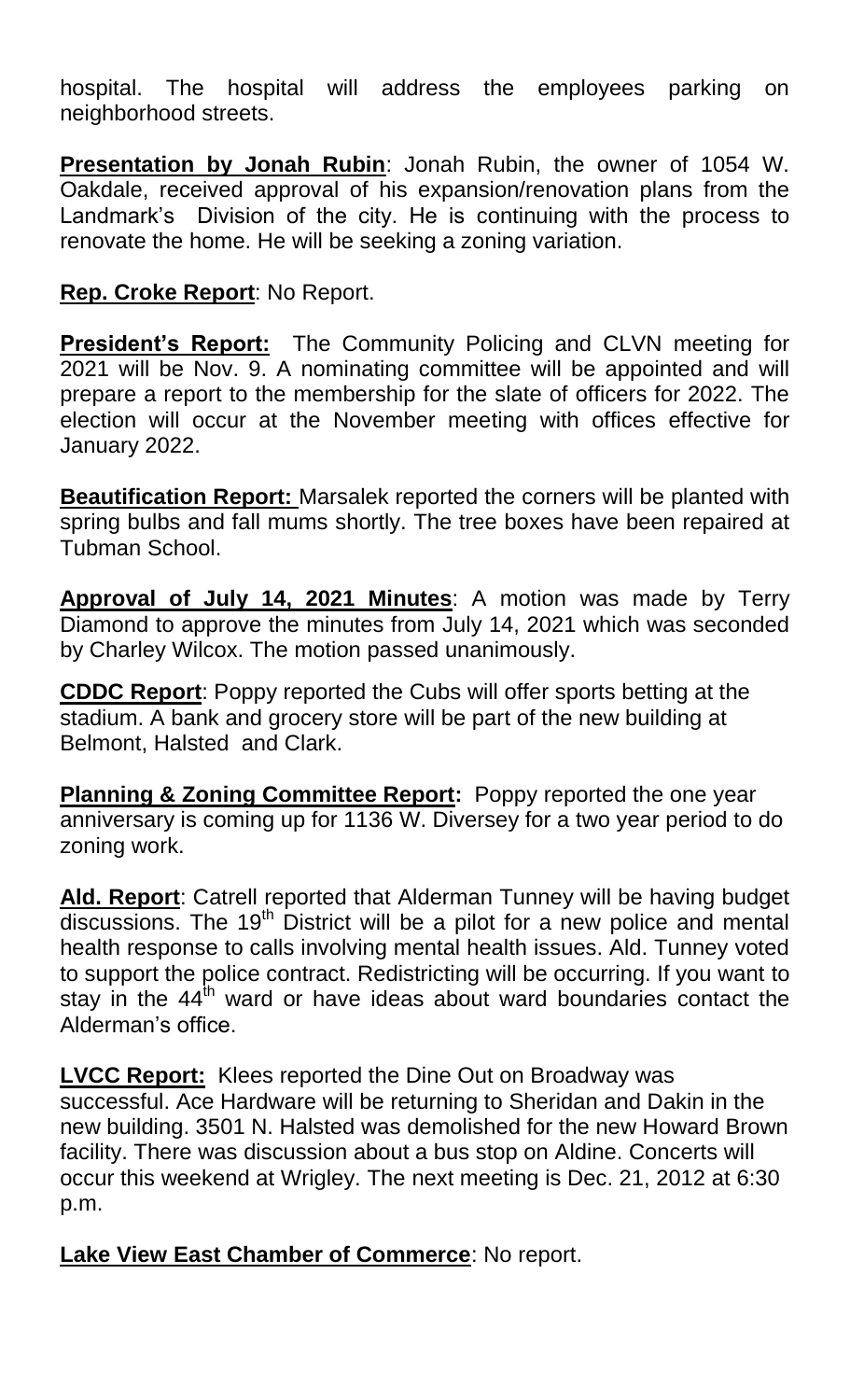hospital. The hospital will address the employees parking on neighborhood streets.

**Presentation by Jonah Rubin**: Jonah Rubin, the owner of 1054 W. Oakdale, received approval of his expansion/renovation plans from the Landmark's Division of the city. He is continuing with the process to renovate the home. He will be seeking a zoning variation.

**Rep. Croke Report**: No Report.

**President's Report:** The Community Policing and CLVN meeting for 2021 will be Nov. 9. A nominating committee will be appointed and will prepare a report to the membership for the slate of officers for 2022. The election will occur at the November meeting with offices effective for January 2022.

**Beautification Report:** Marsalek reported the corners will be planted with spring bulbs and fall mums shortly. The tree boxes have been repaired at Tubman School.

**Approval of July 14, 2021 Minutes**: A motion was made by Terry Diamond to approve the minutes from July 14, 2021 which was seconded by Charley Wilcox. The motion passed unanimously.

**CDDC Report**: Poppy reported the Cubs will offer sports betting at the stadium. A bank and grocery store will be part of the new building at Belmont, Halsted and Clark.

**Planning & Zoning Committee Report:** Poppy reported the one year anniversary is coming up for 1136 W. Diversey for a two year period to do zoning work.

**Ald. Report**: Catrell reported that Alderman Tunney will be having budget discussions. The 19th District will be a pilot for a new police and mental health response to calls involving mental health issues. Ald. Tunney voted to support the police contract. Redistricting will be occurring. If you want to stay in the 44th ward or have ideas about ward boundaries contact the Alderman's office.

**LVCC Report:** Klees reported the Dine Out on Broadway was successful. Ace Hardware will be returning to Sheridan and Dakin in the new building. 3501 N. Halsted was demolished for the new Howard Brown facility. There was discussion about a bus stop on Aldine. Concerts will occur this weekend at Wrigley. The next meeting is Dec. 21, 2012 at 6:30 p.m.

**Lake View East Chamber of Commerce**: No report.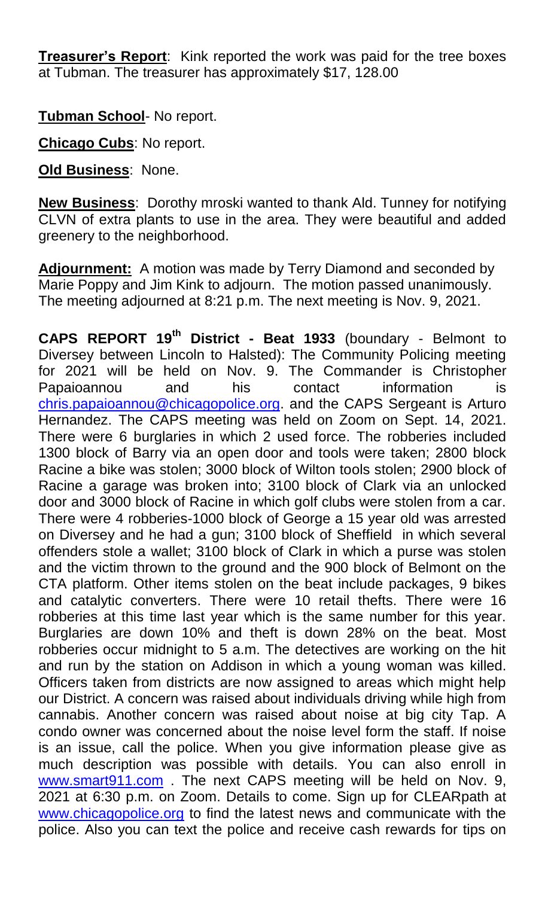**Treasurer's Report**: Kink reported the work was paid for the tree boxes at Tubman. The treasurer has approximately $17, 128.00

**Tubman School**- No report.

**Chicago Cubs**: No report.

**Old Business**: None.

**New Business**: Dorothy mroski wanted to thank Ald. Tunney for notifying CLVN of extra plants to use in the area. They were beautiful and added greenery to the neighborhood.

**Adjournment:** A motion was made by Terry Diamond and seconded by Marie Poppy and Jim Kink to adjourn. The motion passed unanimously. The meeting adjourned at 8:21 p.m. The next meeting is Nov. 9, 2021.

**CAPS REPORT 19th District - Beat 1933** (boundary - Belmont to Diversey between Lincoln to Halsted): The Community Policing meeting for 2021 will be held on Nov. 9. The Commander is Christopher Papaioannou and his contact information is chris.papaioannou@chicagopolice.org. and the CAPS Sergeant is Arturo Hernandez. The CAPS meeting was held on Zoom on Sept. 14, 2021. There were 6 burglaries in which 2 used force. The robberies included 1300 block of Barry via an open door and tools were taken; 2800 block Racine a bike was stolen; 3000 block of Wilton tools stolen; 2900 block of Racine a garage was broken into; 3100 block of Clark via an unlocked door and 3000 block of Racine in which golf clubs were stolen from a car. There were 4 robberies-1000 block of George a 15 year old was arrested on Diversey and he had a gun; 3100 block of Sheffield in which several offenders stole a wallet; 3100 block of Clark in which a purse was stolen and the victim thrown to the ground and the 900 block of Belmont on the CTA platform. Other items stolen on the beat include packages, 9 bikes and catalytic converters. There were 10 retail thefts. There were 16 robberies at this time last year which is the same number for this year. Burglaries are down 10% and theft is down 28% on the beat. Most robberies occur midnight to 5 a.m. The detectives are working on the hit and run by the station on Addison in which a young woman was killed. Officers taken from districts are now assigned to areas which might help our District. A concern was raised about individuals driving while high from cannabis. Another concern was raised about noise at big city Tap. A condo owner was concerned about the noise level form the staff. If noise is an issue, call the police. When you give information please give as much description was possible with details. You can also enroll in www.smart911.com . The next CAPS meeting will be held on Nov. 9, 2021 at 6:30 p.m. on Zoom. Details to come. Sign up for CLEARpath at www.chicagopolice.org to find the latest news and communicate with the police. Also you can text the police and receive cash rewards for tips on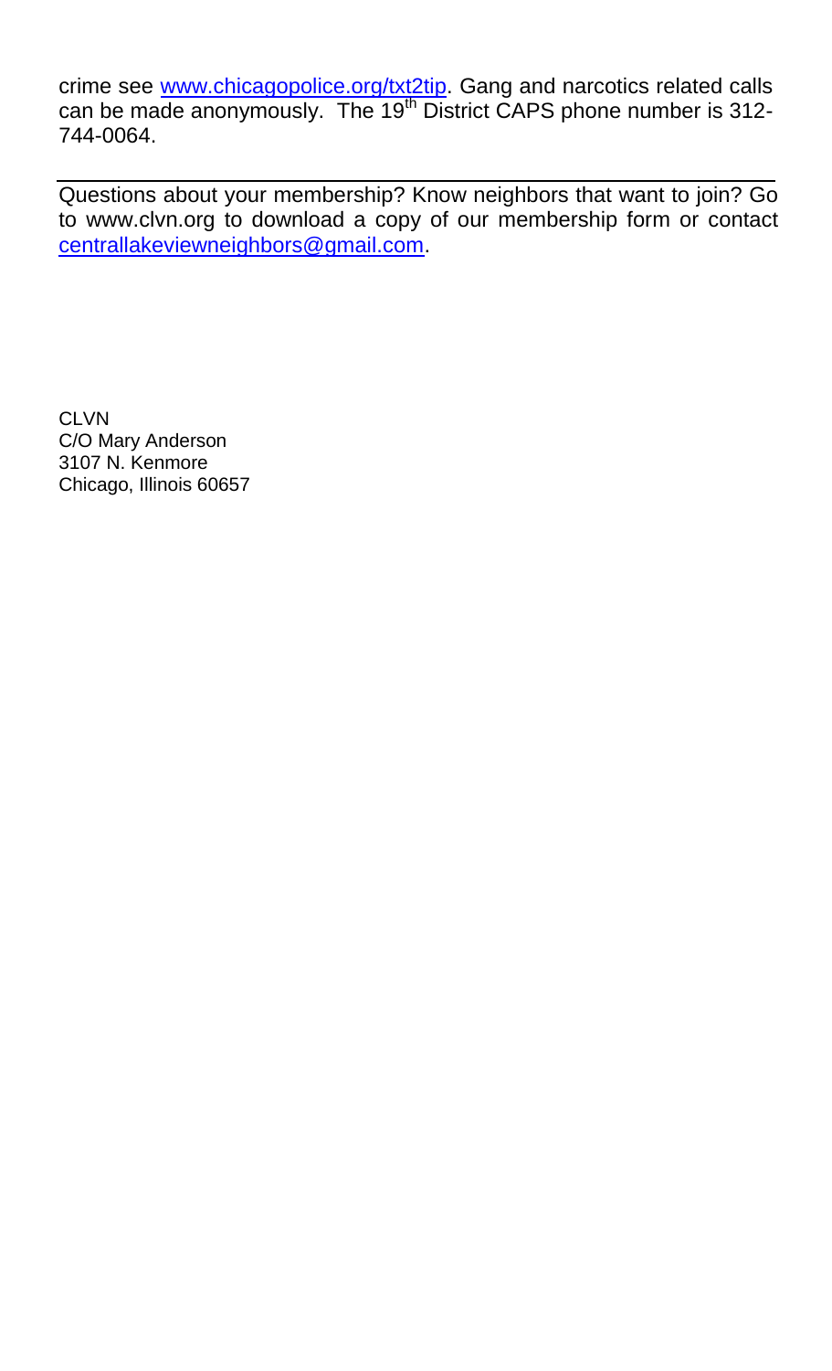crime see [www.chicagopolice.org/txt2tip](www.chicagopolice.org/txt2tip). Gang and narcotics related calls can be made anonymously. The 19th District CAPS phone number is 312-744-0064.

---

Questions about your membership? Know neighbors that want to join? Go to www.clvn.org to download a copy of our membership form or contact [centrallakeviewneighbors@gmail.com](mailto:centrallakeviewneighbors@gmail.com).

CLVN  
C/O Mary Anderson  
3107 N. Kenmore  
Chicago, Illinois 60657